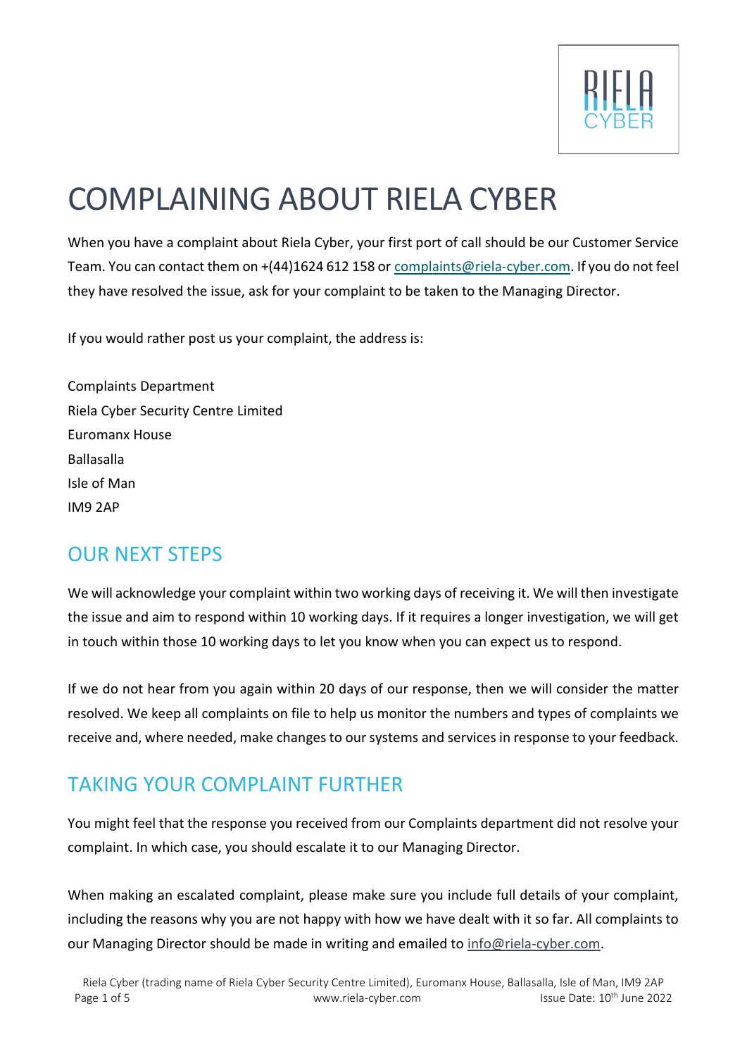# COMPLAINING ABOUT RIELA CYBER

When you have a complaint about Riela Cyber, your first port of call should be our Customer Service Team. You can contact them on +(44)1624 612 158 or complaints@riela-cyber.com. If you do not feel they have resolved the issue, ask for your complaint to be taken to the Managing Director.

If you would rather post us your complaint, the address is:

Complaints Department
Riela Cyber Security Centre Limited
Euromanx House
Ballasalla
Isle of Man
IM9 2AP

## OUR NEXT STEPS

We will acknowledge your complaint within two working days of receiving it. We will then investigate the issue and aim to respond within 10 working days. If it requires a longer investigation, we will get in touch within those 10 working days to let you know when you can expect us to respond.

If we do not hear from you again within 20 days of our response, then we will consider the matter resolved. We keep all complaints on file to help us monitor the numbers and types of complaints we receive and, where needed, make changes to our systems and services in response to your feedback.

## TAKING YOUR COMPLAINT FURTHER

You might feel that the response you received from our Complaints department did not resolve your complaint. In which case, you should escalate it to our Managing Director.

When making an escalated complaint, please make sure you include full details of your complaint, including the reasons why you are not happy with how we have dealt with it so far. All complaints to our Managing Director should be made in writing and emailed to info@riela-cyber.com.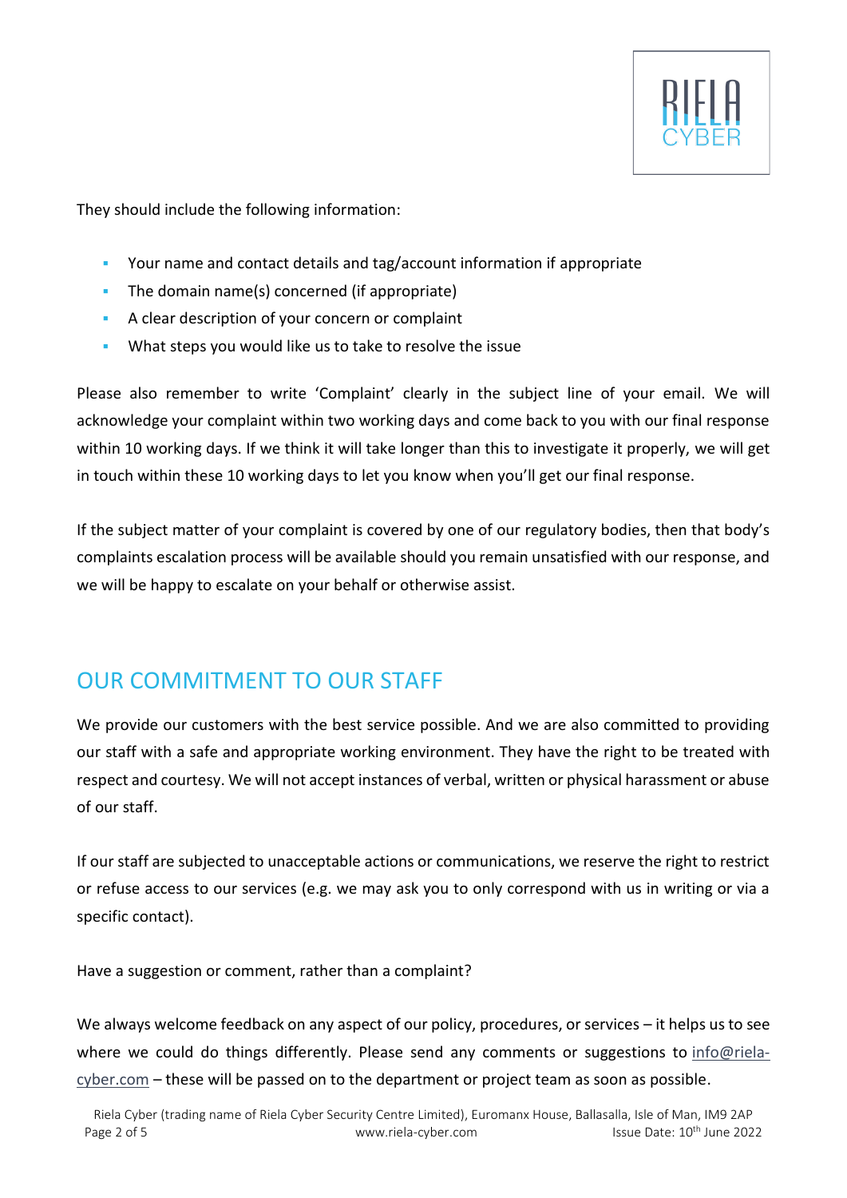They should include the following information:

- Your name and contact details and tag/account information if appropriate
- The domain name(s) concerned (if appropriate)
- A clear description of your concern or complaint
- What steps you would like us to take to resolve the issue

Please also remember to write 'Complaint' clearly in the subject line of your email. We will acknowledge your complaint within two working days and come back to you with our final response within 10 working days. If we think it will take longer than this to investigate it properly, we will get in touch within these 10 working days to let you know when you'll get our final response.

If the subject matter of your complaint is covered by one of our regulatory bodies, then that body's complaints escalation process will be available should you remain unsatisfied with our response, and we will be happy to escalate on your behalf or otherwise assist.

## OUR COMMITMENT TO OUR STAFF

We provide our customers with the best service possible. And we are also committed to providing our staff with a safe and appropriate working environment. They have the right to be treated with respect and courtesy. We will not accept instances of verbal, written or physical harassment or abuse of our staff.

If our staff are subjected to unacceptable actions or communications, we reserve the right to restrict or refuse access to our services (e.g. we may ask you to only correspond with us in writing or via a specific contact).

Have a suggestion or comment, rather than a complaint?

We always welcome feedback on any aspect of our policy, procedures, or services – it helps us to see where we could do things differently. Please send any comments or suggestions to info@riela-cyber.com – these will be passed on to the department or project team as soon as possible.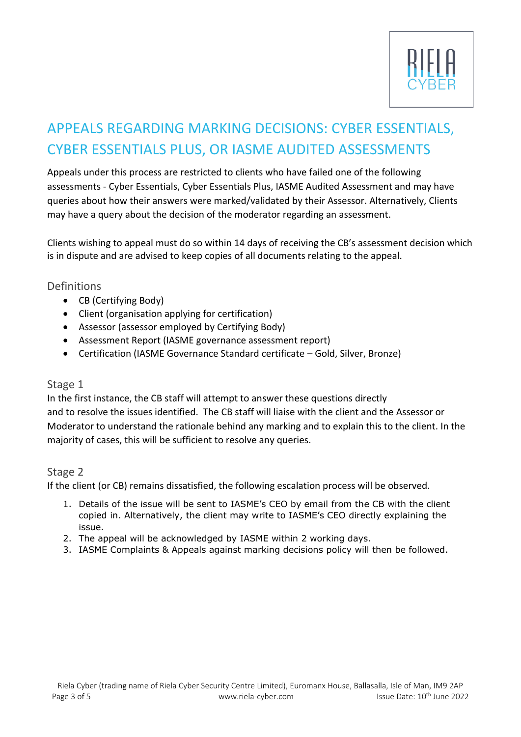# APPEALS REGARDING MARKING DECISIONS: CYBER ESSENTIALS, CYBER ESSENTIALS PLUS, OR IASME AUDITED ASSESSMENTS

Appeals under this process are restricted to clients who have failed one of the following assessments - Cyber Essentials, Cyber Essentials Plus, IASME Audited Assessment and may have queries about how their answers were marked/validated by their Assessor. Alternatively, Clients may have a query about the decision of the moderator regarding an assessment.

Clients wishing to appeal must do so within 14 days of receiving the CB's assessment decision which is in dispute and are advised to keep copies of all documents relating to the appeal.

## Definitions

- CB (Certifying Body)
- Client (organisation applying for certification)
- Assessor (assessor employed by Certifying Body)
- Assessment Report (IASME governance assessment report)
- Certification (IASME Governance Standard certificate – Gold, Silver, Bronze)

## Stage 1

In the first instance, the CB staff will attempt to answer these questions directly and to resolve the issues identified. The CB staff will liaise with the client and the Assessor or Moderator to understand the rationale behind any marking and to explain this to the client. In the majority of cases, this will be sufficient to resolve any queries.

## Stage 2

If the client (or CB) remains dissatisfied, the following escalation process will be observed.

1. Details of the issue will be sent to IASME's CEO by email from the CB with the client copied in. Alternatively, the client may write to IASME's CEO directly explaining the issue.
2. The appeal will be acknowledged by IASME within 2 working days.
3. IASME Complaints & Appeals against marking decisions policy will then be followed.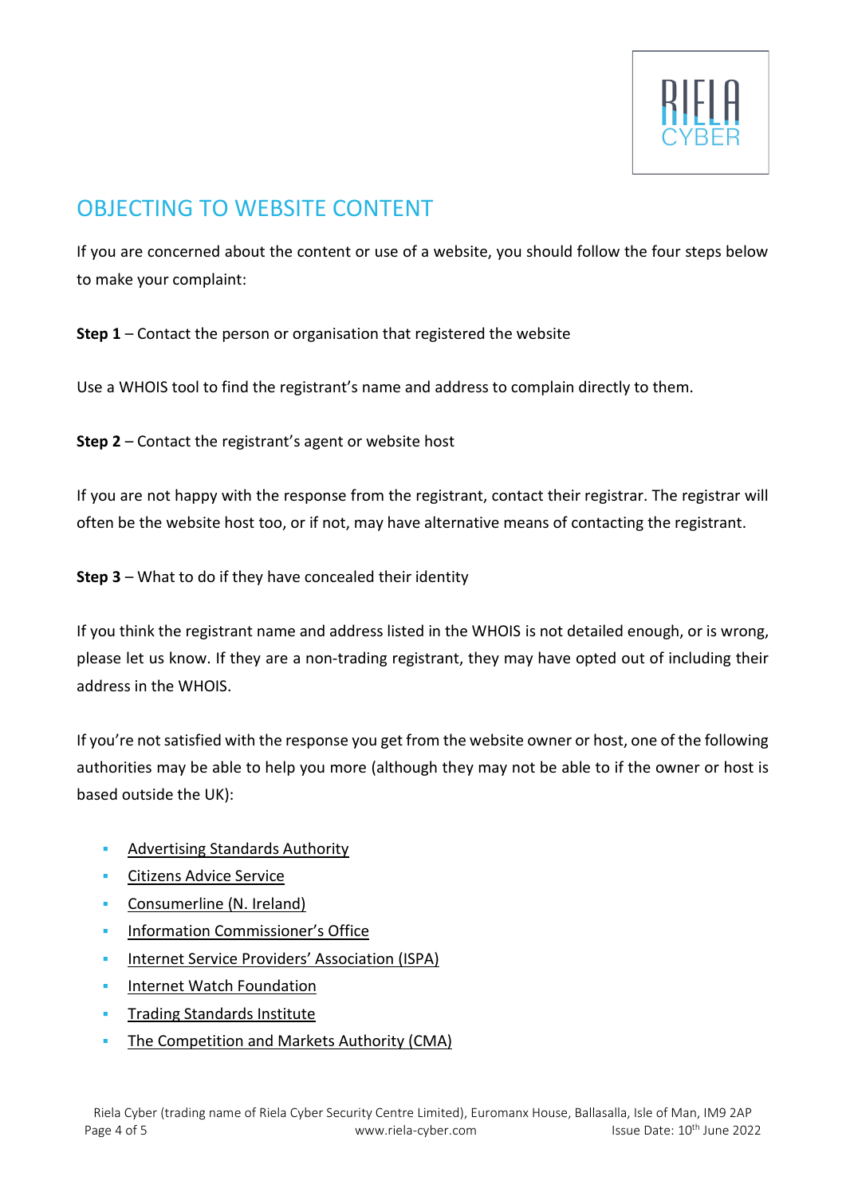## OBJECTING TO WEBSITE CONTENT

If you are concerned about the content or use of a website, you should follow the four steps below to make your complaint:

**Step 1** – Contact the person or organisation that registered the website

Use a WHOIS tool to find the registrant's name and address to complain directly to them.

**Step 2** – Contact the registrant's agent or website host

If you are not happy with the response from the registrant, contact their registrar. The registrar will often be the website host too, or if not, may have alternative means of contacting the registrant.

**Step 3** – What to do if they have concealed their identity

If you think the registrant name and address listed in the WHOIS is not detailed enough, or is wrong, please let us know. If they are a non-trading registrant, they may have opted out of including their address in the WHOIS.

If you're not satisfied with the response you get from the website owner or host, one of the following authorities may be able to help you more (although they may not be able to if the owner or host is based outside the UK):

- Advertising Standards Authority
- Citizens Advice Service
- Consumerline (N. Ireland)
- Information Commissioner's Office
- Internet Service Providers' Association (ISPA)
- Internet Watch Foundation
- Trading Standards Institute
- The Competition and Markets Authority (CMA)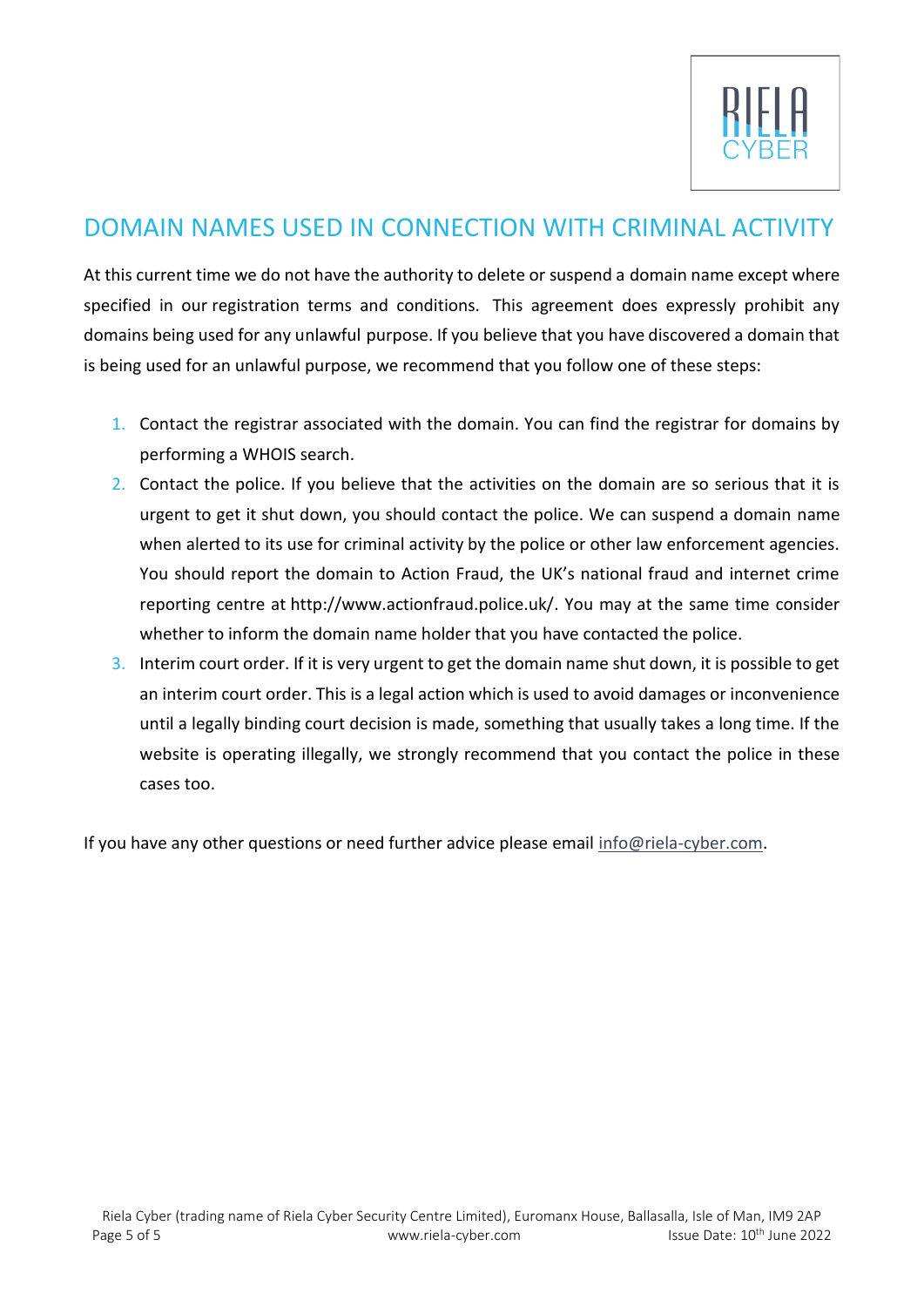## DOMAIN NAMES USED IN CONNECTION WITH CRIMINAL ACTIVITY

At this current time we do not have the authority to delete or suspend a domain name except where specified in our registration terms and conditions. This agreement does expressly prohibit any domains being used for any unlawful purpose. If you believe that you have discovered a domain that is being used for an unlawful purpose, we recommend that you follow one of these steps:

1. Contact the registrar associated with the domain. You can find the registrar for domains by performing a WHOIS search.
2. Contact the police. If you believe that the activities on the domain are so serious that it is urgent to get it shut down, you should contact the police. We can suspend a domain name when alerted to its use for criminal activity by the police or other law enforcement agencies. You should report the domain to Action Fraud, the UK's national fraud and internet crime reporting centre at http://www.actionfraud.police.uk/. You may at the same time consider whether to inform the domain name holder that you have contacted the police.
3. Interim court order. If it is very urgent to get the domain name shut down, it is possible to get an interim court order. This is a legal action which is used to avoid damages or inconvenience until a legally binding court decision is made, something that usually takes a long time. If the website is operating illegally, we strongly recommend that you contact the police in these cases too.

If you have any other questions or need further advice please email info@riela-cyber.com.